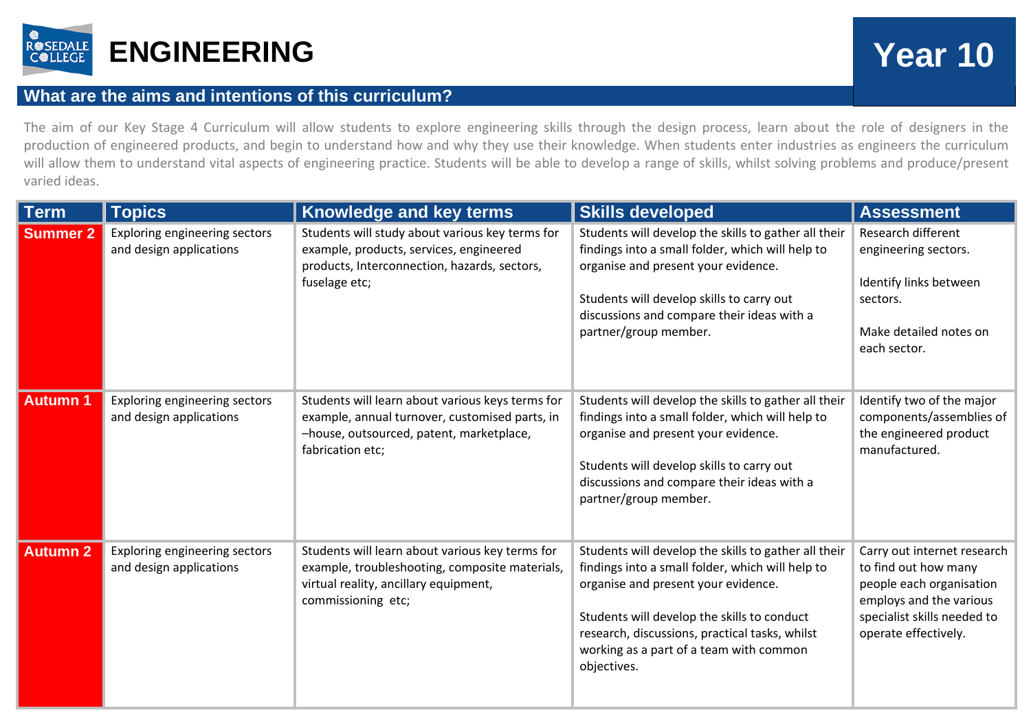# ENGINEERING

## Year 10

## What are the aims and intentions of this curriculum?

The aim of our Key Stage 4 Curriculum will allow students to explore engineering skills through the design process, learn about the role of designers in the production of engineered products, and begin to understand how and why they use their knowledge. When students enter industries as engineers the curriculum will allow them to understand vital aspects of engineering practice. Students will be able to develop a range of skills, whilst solving problems and produce/present varied ideas.

| Term | Topics | Knowledge and key terms | Skills developed | Assessment |
|---|---|---|---|---|
| **Summer 2** | Exploring engineering sectors and design applications | Students will study about various key terms for example, products, services, engineered products, Interconnection, hazards, sectors, fuselage etc; | Students will develop the skills to gather all their findings into a small folder, which will help to organise and present your evidence.<br><br>Students will develop skills to carry out discussions and compare their ideas with a partner/group member. | Research different engineering sectors.<br><br>Identify links between sectors.<br><br>Make detailed notes on each sector. |
| **Autumn 1** | Exploring engineering sectors and design applications | Students will learn about various keys terms for example, annual turnover, customised parts, in –house, outsourced, patent, marketplace, fabrication etc; | Students will develop the skills to gather all their findings into a small folder, which will help to organise and present your evidence.<br><br>Students will develop skills to carry out discussions and compare their ideas with a partner/group member. | Identify two of the major components/assemblies of the engineered product manufactured. |
| **Autumn 2** | Exploring engineering sectors and design applications | Students will learn about various key terms for example, troubleshooting, composite materials, virtual reality, ancillary equipment, commissioning etc; | Students will develop the skills to gather all their findings into a small folder, which will help to organise and present your evidence.<br><br>Students will develop the skills to conduct research, discussions, practical tasks, whilst working as a part of a team with common objectives. | Carry out internet research to find out how many people each organisation employs and the various specialist skills needed to operate effectively. |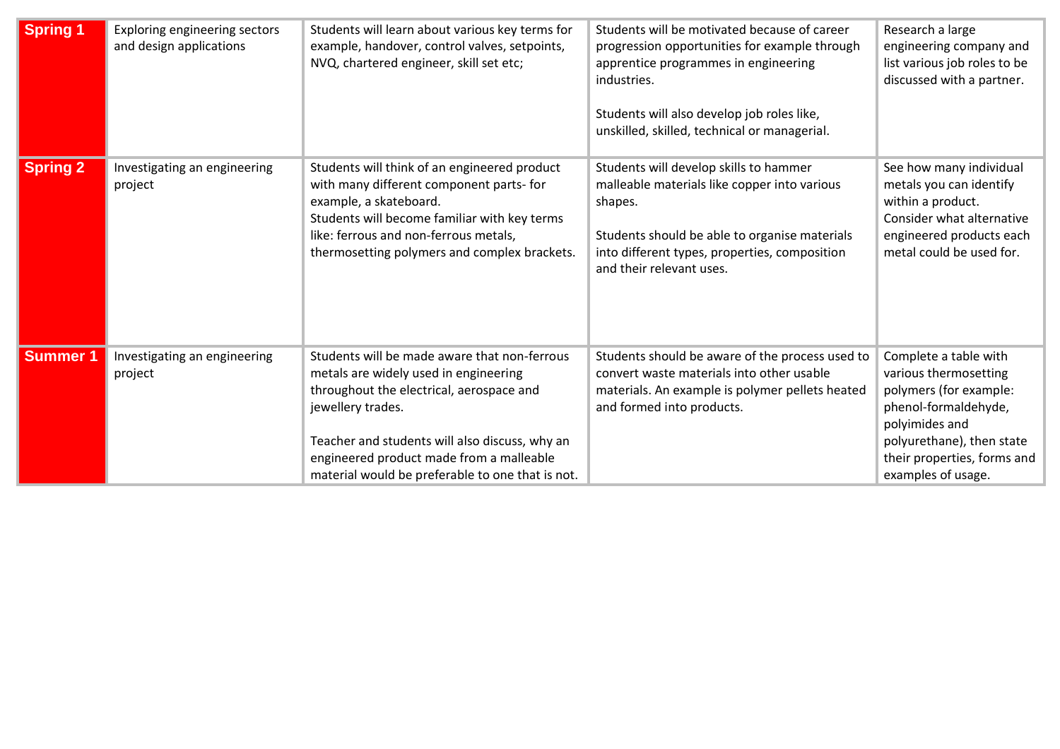| | | | | |
|---|---|---|---|---|
| **Spring 1** | Exploring engineering sectors and design applications | Students will learn about various key terms for example, handover, control valves, setpoints, NVQ, chartered engineer, skill set etc; | Students will be motivated because of career progression opportunities for example through apprentice programmes in engineering industries.<br><br>Students will also develop job roles like, unskilled, skilled, technical or managerial. | Research a large engineering company and list various job roles to be discussed with a partner. |
| **Spring 2** | Investigating an engineering project | Students will think of an engineered product with many different component parts- for example, a skateboard.<br>Students will become familiar with key terms like: ferrous and non-ferrous metals, thermosetting polymers and complex brackets. | Students will develop skills to hammer malleable materials like copper into various shapes.<br><br>Students should be able to organise materials into different types, properties, composition and their relevant uses. | See how many individual metals you can identify within a product.<br>Consider what alternative engineered products each metal could be used for. |
| **Summer 1** | Investigating an engineering project | Students will be made aware that non-ferrous metals are widely used in engineering throughout the electrical, aerospace and jewellery trades.<br><br>Teacher and students will also discuss, why an engineered product made from a malleable material would be preferable to one that is not. | Students should be aware of the process used to convert waste materials into other usable materials. An example is polymer pellets heated and formed into products. | Complete a table with various thermosetting polymers (for example: phenol-formaldehyde, polyimides and polyurethane), then state their properties, forms and examples of usage. |